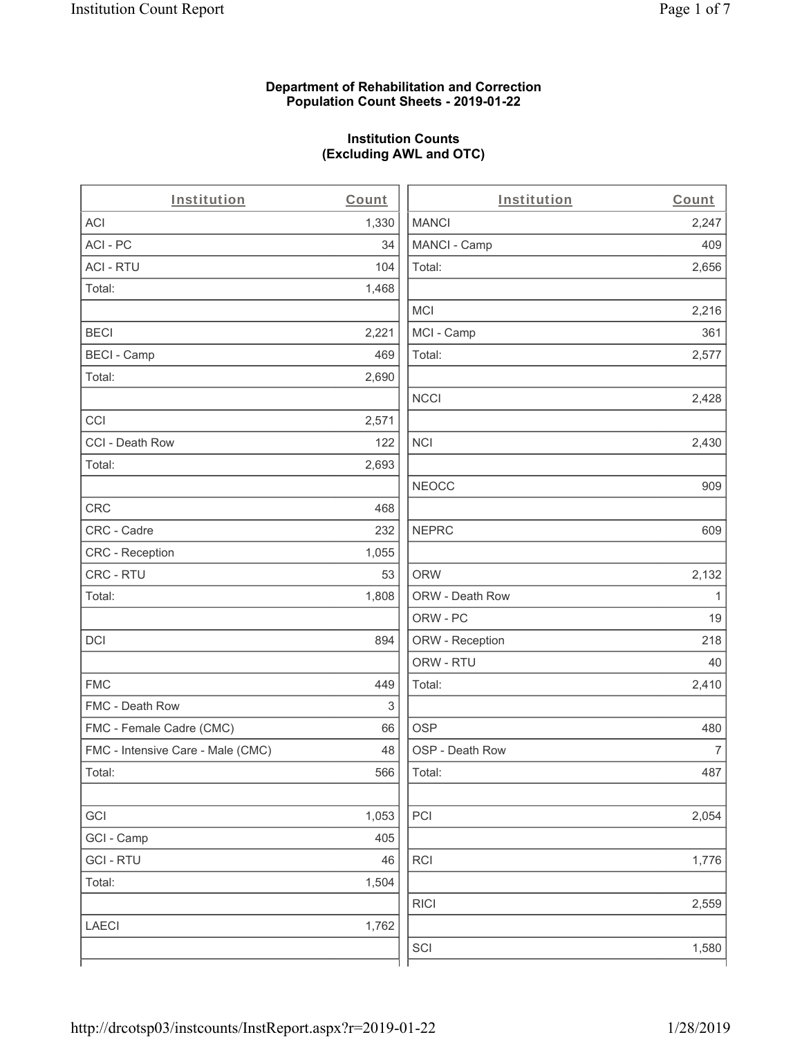**Department of Rehabilitation and Correction**
**Population Count Sheets - 2019-01-22**

**Institution Counts**
**(Excluding AWL and OTC)**

| Institution | Count |
|---|---|
| ACI | 1,330 |
| ACI - PC | 34 |
| ACI - RTU | 104 |
| Total: | 1,468 |
| | |
| BECI | 2,221 |
| BECI - Camp | 469 |
| Total: | 2,690 |
| | |
| CCI | 2,571 |
| CCI - Death Row | 122 |
| Total: | 2,693 |
| | |
| CRC | 468 |
| CRC - Cadre | 232 |
| CRC - Reception | 1,055 |
| CRC - RTU | 53 |
| Total: | 1,808 |
| | |
| DCI | 894 |
| | |
| FMC | 449 |
| FMC - Death Row | 3 |
| FMC - Female Cadre (CMC) | 66 |
| FMC - Intensive Care - Male (CMC) | 48 |
| Total: | 566 |
| | |
| GCI | 1,053 |
| GCI - Camp | 405 |
| GCI - RTU | 46 |
| Total: | 1,504 |
| | |
| LAECI | 1,762 |
| | |
| MANCI | 2,247 |
| MANCI - Camp | 409 |
| Total: | 2,656 |
| | |
| MCI | 2,216 |
| MCI - Camp | 361 |
| Total: | 2,577 |
| | |
| NCCI | 2,428 |
| | |
| NCI | 2,430 |
| | |
| NEOCC | 909 |
| | |
| NEPRC | 609 |
| | |
| ORW | 2,132 |
| ORW - Death Row | 1 |
| ORW - PC | 19 |
| ORW - Reception | 218 |
| ORW - RTU | 40 |
| Total: | 2,410 |
| | |
| OSP | 480 |
| OSP - Death Row | 7 |
| Total: | 487 |
| | |
| PCI | 2,054 |
| | |
| RCI | 1,776 |
| | |
| RICI | 2,559 |
| | |
| SCI | 1,580 |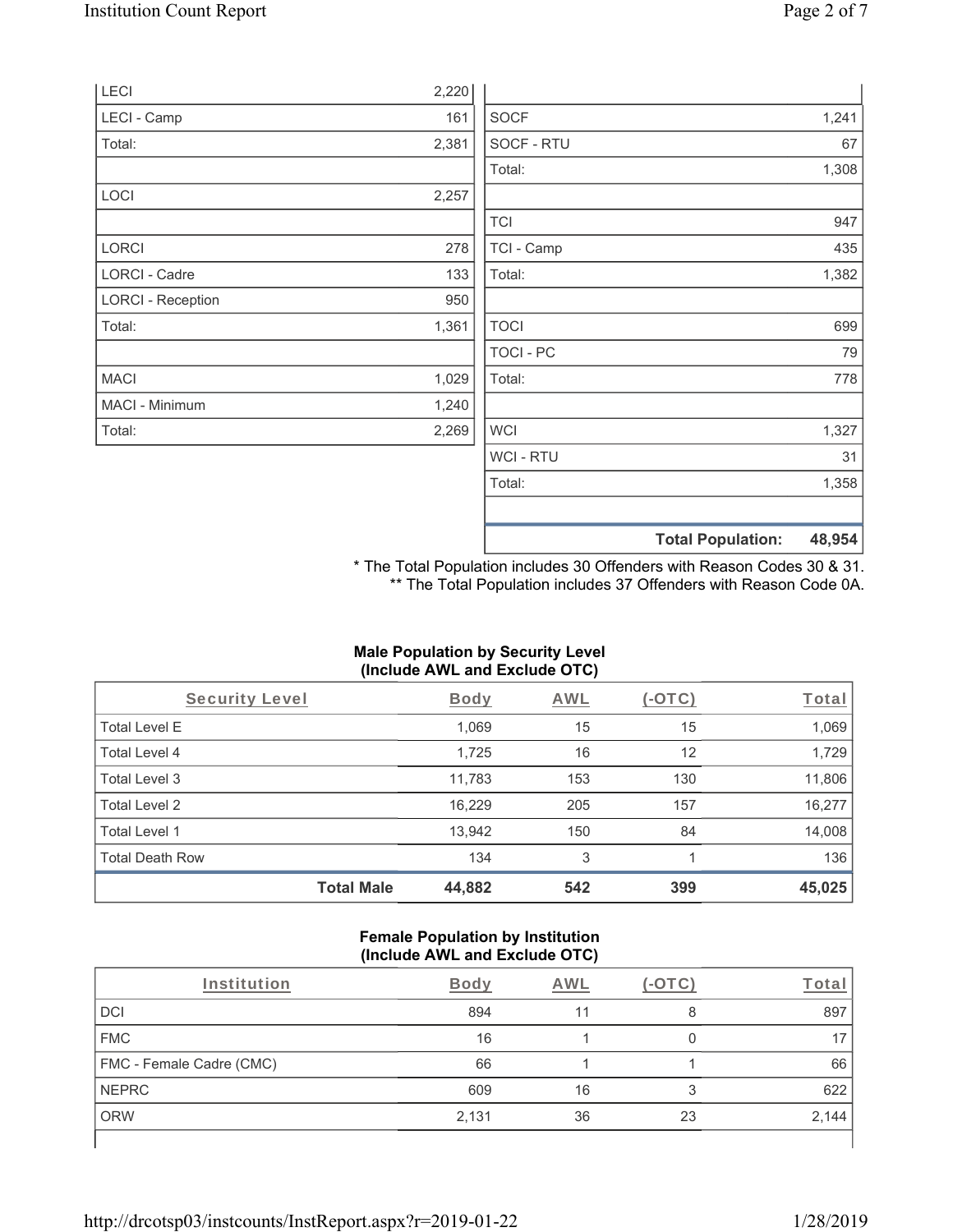| | |
|---|---|
| LECI | 2,220 |
| LECI - Camp | 161 |
| Total: | 2,381 |
| | |
| LOCI | 2,257 |
| | |
| LORCI | 278 |
| LORCI - Cadre | 133 |
| LORCI - Reception | 950 |
| Total: | 1,361 |
| | |
| MACI | 1,029 |
| MACI - Minimum | 1,240 |
| Total: | 2,269 |

| | |
|---|---|
| SOCF | 1,241 |
| SOCF - RTU | 67 |
| Total: | 1,308 |
| | |
| TCI | 947 |
| TCI - Camp | 435 |
| Total: | 1,382 |
| | |
| TOCI | 699 |
| TOCI - PC | 79 |
| Total: | 778 |
| | |
| WCI | 1,327 |
| WCI - RTU | 31 |
| Total: | 1,358 |
| | |
| **Total Population:** | **48,954** |

* The Total Population includes 30 Offenders with Reason Codes 30 & 31.
** The Total Population includes 37 Offenders with Reason Code 0A.

### Male Population by Security Level (Include AWL and Exclude OTC)

| Security Level | Body | AWL | (-OTC) | Total |
|---|---|---|---|---|
| Total Level E | 1,069 | 15 | 15 | 1,069 |
| Total Level 4 | 1,725 | 16 | 12 | 1,729 |
| Total Level 3 | 11,783 | 153 | 130 | 11,806 |
| Total Level 2 | 16,229 | 205 | 157 | 16,277 |
| Total Level 1 | 13,942 | 150 | 84 | 14,008 |
| Total Death Row | 134 | 3 | 1 | 136 |
| **Total Male** | **44,882** | **542** | **399** | **45,025** |

### Female Population by Institution (Include AWL and Exclude OTC)

| Institution | Body | AWL | (-OTC) | Total |
|---|---|---|---|---|
| DCI | 894 | 11 | 8 | 897 |
| FMC | 16 | 1 | 0 | 17 |
| FMC - Female Cadre (CMC) | 66 | 1 | 1 | 66 |
| NEPRC | 609 | 16 | 3 | 622 |
| ORW | 2,131 | 36 | 23 | 2,144 |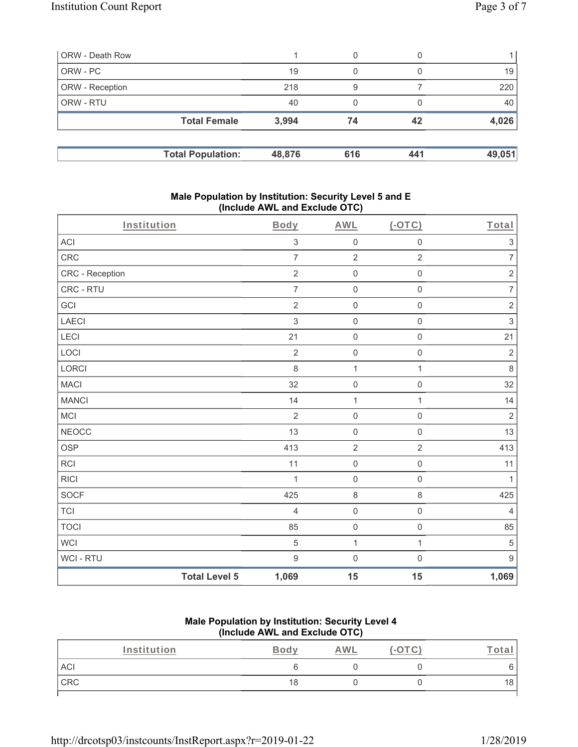| | | | | |
|---|---|---|---|---|
| ORW - Death Row | 1 | 0 | 0 | 1 |
| ORW - PC | 19 | 0 | 0 | 19 |
| ORW - Reception | 218 | 9 | 7 | 220 |
| ORW - RTU | 40 | 0 | 0 | 40 |
| **Total Female** | **3,994** | **74** | **42** | **4,026** |

| | | | | |
|---|---|---|---|---|
| **Total Population:** | **48,876** | **616** | **441** | **49,051** |

### Male Population by Institution: Security Level 5 and E (Include AWL and Exclude OTC)

| Institution | Body | AWL | (-OTC) | Total |
|---|---|---|---|---|
| ACI | 3 | 0 | 0 | 3 |
| CRC | 7 | 2 | 2 | 7 |
| CRC - Reception | 2 | 0 | 0 | 2 |
| CRC - RTU | 7 | 0 | 0 | 7 |
| GCI | 2 | 0 | 0 | 2 |
| LAECI | 3 | 0 | 0 | 3 |
| LECI | 21 | 0 | 0 | 21 |
| LOCI | 2 | 0 | 0 | 2 |
| LORCI | 8 | 1 | 1 | 8 |
| MACI | 32 | 0 | 0 | 32 |
| MANCI | 14 | 1 | 1 | 14 |
| MCI | 2 | 0 | 0 | 2 |
| NEOCC | 13 | 0 | 0 | 13 |
| OSP | 413 | 2 | 2 | 413 |
| RCI | 11 | 0 | 0 | 11 |
| RICI | 1 | 0 | 0 | 1 |
| SOCF | 425 | 8 | 8 | 425 |
| TCI | 4 | 0 | 0 | 4 |
| TOCI | 85 | 0 | 0 | 85 |
| WCI | 5 | 1 | 1 | 5 |
| WCI - RTU | 9 | 0 | 0 | 9 |
| **Total Level 5** | **1,069** | **15** | **15** | **1,069** |

### Male Population by Institution: Security Level 4 (Include AWL and Exclude OTC)

| Institution | Body | AWL | (-OTC) | Total |
|---|---|---|---|---|
| ACI | 6 | 0 | 0 | 6 |
| CRC | 18 | 0 | 0 | 18 |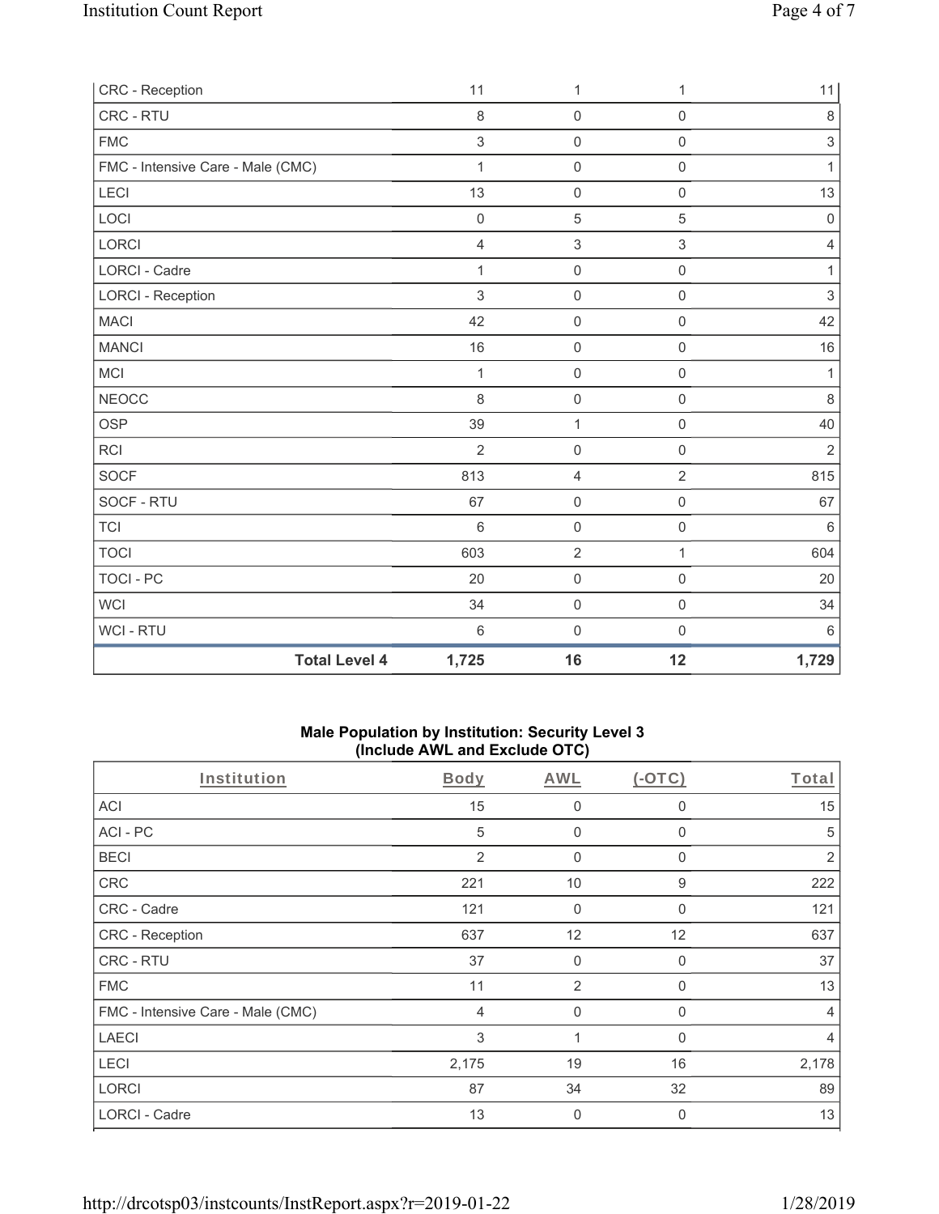| | | | | |
|---|---|---|---|---|
| CRC - Reception | 11 | 1 | 1 | 11 |
| CRC - RTU | 8 | 0 | 0 | 8 |
| FMC | 3 | 0 | 0 | 3 |
| FMC - Intensive Care - Male (CMC) | 1 | 0 | 0 | 1 |
| LECI | 13 | 0 | 0 | 13 |
| LOCI | 0 | 5 | 5 | 0 |
| LORCI | 4 | 3 | 3 | 4 |
| LORCI - Cadre | 1 | 0 | 0 | 1 |
| LORCI - Reception | 3 | 0 | 0 | 3 |
| MACI | 42 | 0 | 0 | 42 |
| MANCI | 16 | 0 | 0 | 16 |
| MCI | 1 | 0 | 0 | 1 |
| NEOCC | 8 | 0 | 0 | 8 |
| OSP | 39 | 1 | 0 | 40 |
| RCI | 2 | 0 | 0 | 2 |
| SOCF | 813 | 4 | 2 | 815 |
| SOCF - RTU | 67 | 0 | 0 | 67 |
| TCI | 6 | 0 | 0 | 6 |
| TOCI | 603 | 2 | 1 | 604 |
| TOCI - PC | 20 | 0 | 0 | 20 |
| WCI | 34 | 0 | 0 | 34 |
| WCI - RTU | 6 | 0 | 0 | 6 |
| **Total Level 4** | **1,725** | **16** | **12** | **1,729** |

### Male Population by Institution: Security Level 3 (Include AWL and Exclude OTC)

| Institution | Body | AWL | (-OTC) | Total |
|---|---|---|---|---|
| ACI | 15 | 0 | 0 | 15 |
| ACI - PC | 5 | 0 | 0 | 5 |
| BECI | 2 | 0 | 0 | 2 |
| CRC | 221 | 10 | 9 | 222 |
| CRC - Cadre | 121 | 0 | 0 | 121 |
| CRC - Reception | 637 | 12 | 12 | 637 |
| CRC - RTU | 37 | 0 | 0 | 37 |
| FMC | 11 | 2 | 0 | 13 |
| FMC - Intensive Care - Male (CMC) | 4 | 0 | 0 | 4 |
| LAECI | 3 | 1 | 0 | 4 |
| LECI | 2,175 | 19 | 16 | 2,178 |
| LORCI | 87 | 34 | 32 | 89 |
| LORCI - Cadre | 13 | 0 | 0 | 13 |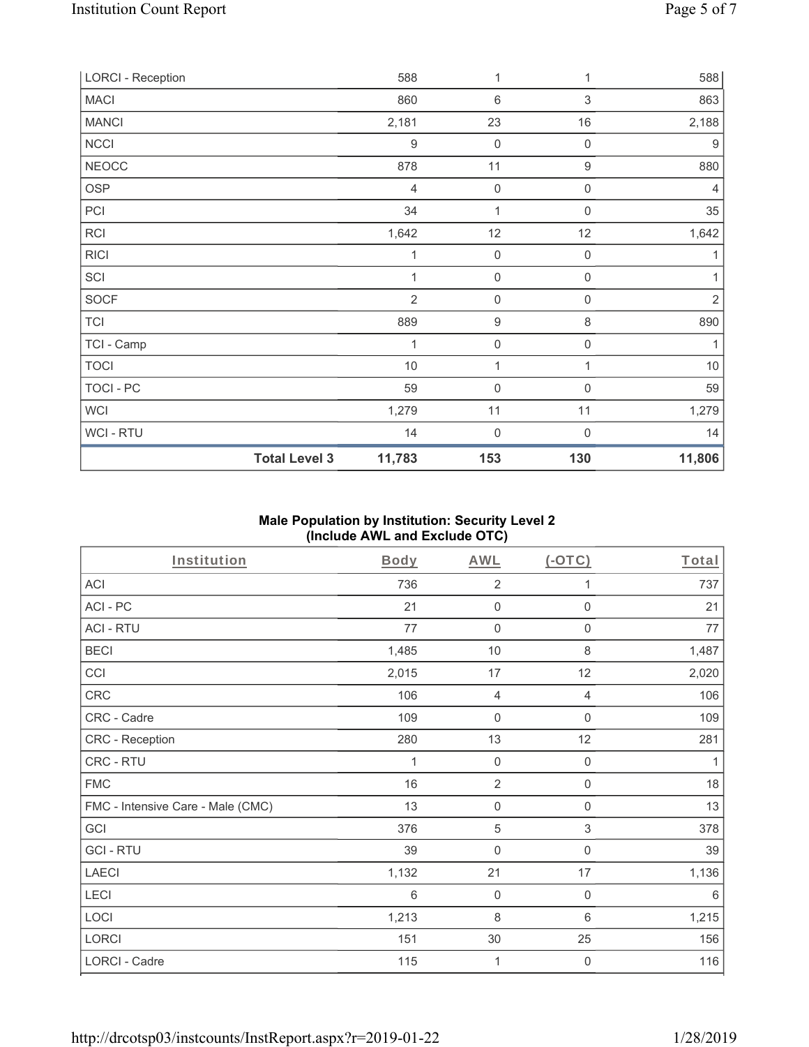| LORCI - Reception | | 588 | 1 | 1 | 588 |
|---|---|---|---|---|---|
| MACI | | 860 | 6 | 3 | 863 |
| MANCI | | 2,181 | 23 | 16 | 2,188 |
| NCCI | | 9 | 0 | 0 | 9 |
| NEOCC | | 878 | 11 | 9 | 880 |
| OSP | | 4 | 0 | 0 | 4 |
| PCI | | 34 | 1 | 0 | 35 |
| RCI | | 1,642 | 12 | 12 | 1,642 |
| RICI | | 1 | 0 | 0 | 1 |
| SCI | | 1 | 0 | 0 | 1 |
| SOCF | | 2 | 0 | 0 | 2 |
| TCI | | 889 | 9 | 8 | 890 |
| TCI - Camp | | 1 | 0 | 0 | 1 |
| TOCI | | 10 | 1 | 1 | 10 |
| TOCI - PC | | 59 | 0 | 0 | 59 |
| WCI | | 1,279 | 11 | 11 | 1,279 |
| WCI - RTU | | 14 | 0 | 0 | 14 |
| | **Total Level 3** | **11,783** | **153** | **130** | **11,806** |

**Male Population by Institution: Security Level 2 (Include AWL and Exclude OTC)**

| Institution | Body | AWL | (-OTC) | Total |
|---|---|---|---|---|
| ACI | 736 | 2 | 1 | 737 |
| ACI - PC | 21 | 0 | 0 | 21 |
| ACI - RTU | 77 | 0 | 0 | 77 |
| BECI | 1,485 | 10 | 8 | 1,487 |
| CCI | 2,015 | 17 | 12 | 2,020 |
| CRC | 106 | 4 | 4 | 106 |
| CRC - Cadre | 109 | 0 | 0 | 109 |
| CRC - Reception | 280 | 13 | 12 | 281 |
| CRC - RTU | 1 | 0 | 0 | 1 |
| FMC | 16 | 2 | 0 | 18 |
| FMC - Intensive Care - Male (CMC) | 13 | 0 | 0 | 13 |
| GCI | 376 | 5 | 3 | 378 |
| GCI - RTU | 39 | 0 | 0 | 39 |
| LAECI | 1,132 | 21 | 17 | 1,136 |
| LECI | 6 | 0 | 0 | 6 |
| LOCI | 1,213 | 8 | 6 | 1,215 |
| LORCI | 151 | 30 | 25 | 156 |
| LORCI - Cadre | 115 | 1 | 0 | 116 |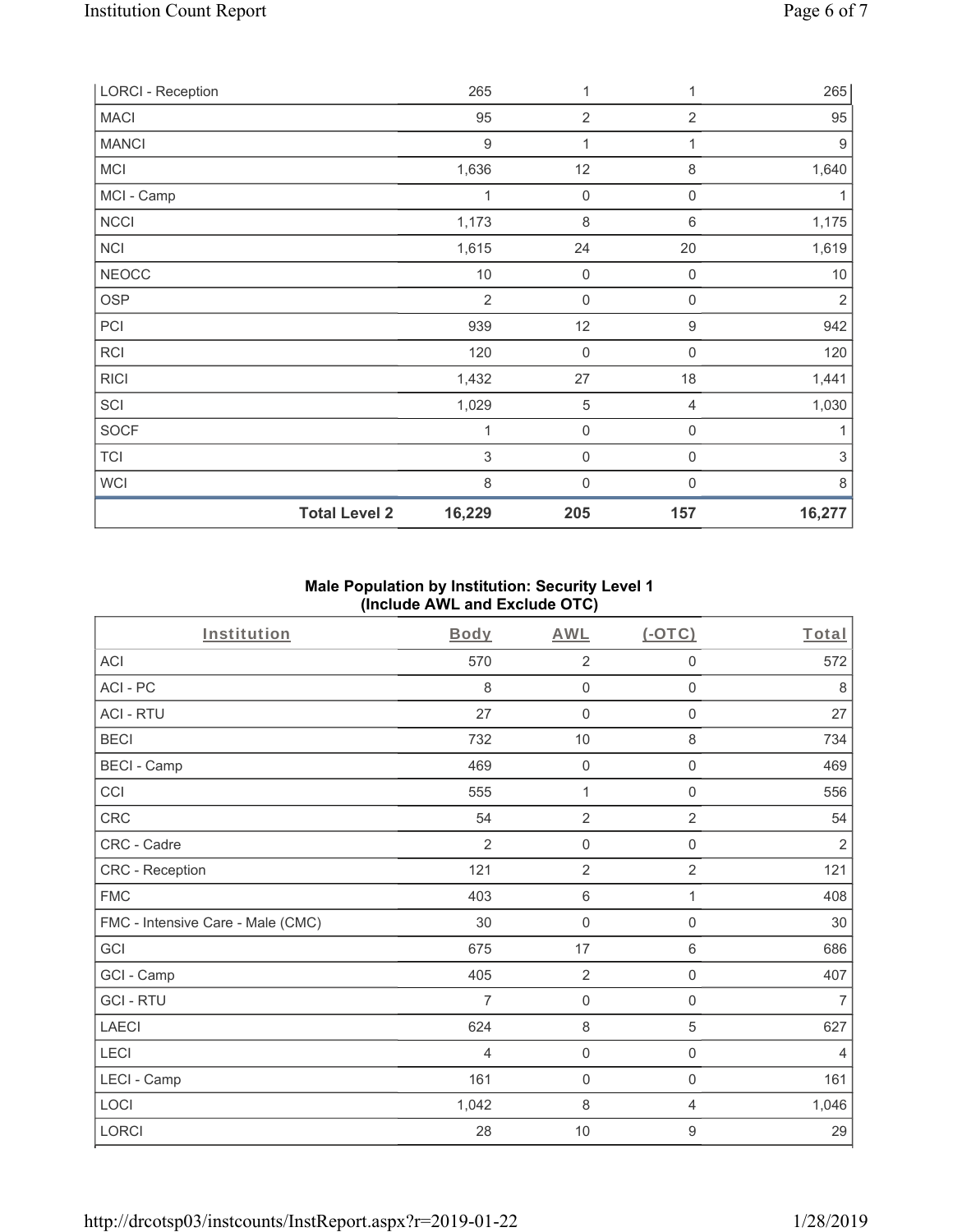| LORCI - Reception | 265 | 1 | 1 | 265 |
|---|---|---|---|---|
| MACI | 95 | 2 | 2 | 95 |
| MANCI | 9 | 1 | 1 | 9 |
| MCI | 1,636 | 12 | 8 | 1,640 |
| MCI - Camp | 1 | 0 | 0 | 1 |
| NCCI | 1,173 | 8 | 6 | 1,175 |
| NCI | 1,615 | 24 | 20 | 1,619 |
| NEOCC | 10 | 0 | 0 | 10 |
| OSP | 2 | 0 | 0 | 2 |
| PCI | 939 | 12 | 9 | 942 |
| RCI | 120 | 0 | 0 | 120 |
| RICI | 1,432 | 27 | 18 | 1,441 |
| SCI | 1,029 | 5 | 4 | 1,030 |
| SOCF | 1 | 0 | 0 | 1 |
| TCI | 3 | 0 | 0 | 3 |
| WCI | 8 | 0 | 0 | 8 |
| **Total Level 2** | **16,229** | **205** | **157** | **16,277** |

## Male Population by Institution: Security Level 1 (Include AWL and Exclude OTC)

| Institution | Body | AWL | (-OTC) | Total |
|---|---|---|---|---|
| ACI | 570 | 2 | 0 | 572 |
| ACI - PC | 8 | 0 | 0 | 8 |
| ACI - RTU | 27 | 0 | 0 | 27 |
| BECI | 732 | 10 | 8 | 734 |
| BECI - Camp | 469 | 0 | 0 | 469 |
| CCI | 555 | 1 | 0 | 556 |
| CRC | 54 | 2 | 2 | 54 |
| CRC - Cadre | 2 | 0 | 0 | 2 |
| CRC - Reception | 121 | 2 | 2 | 121 |
| FMC | 403 | 6 | 1 | 408 |
| FMC - Intensive Care - Male (CMC) | 30 | 0 | 0 | 30 |
| GCI | 675 | 17 | 6 | 686 |
| GCI - Camp | 405 | 2 | 0 | 407 |
| GCI - RTU | 7 | 0 | 0 | 7 |
| LAECI | 624 | 8 | 5 | 627 |
| LECI | 4 | 0 | 0 | 4 |
| LECI - Camp | 161 | 0 | 0 | 161 |
| LOCI | 1,042 | 8 | 4 | 1,046 |
| LORCI | 28 | 10 | 9 | 29 |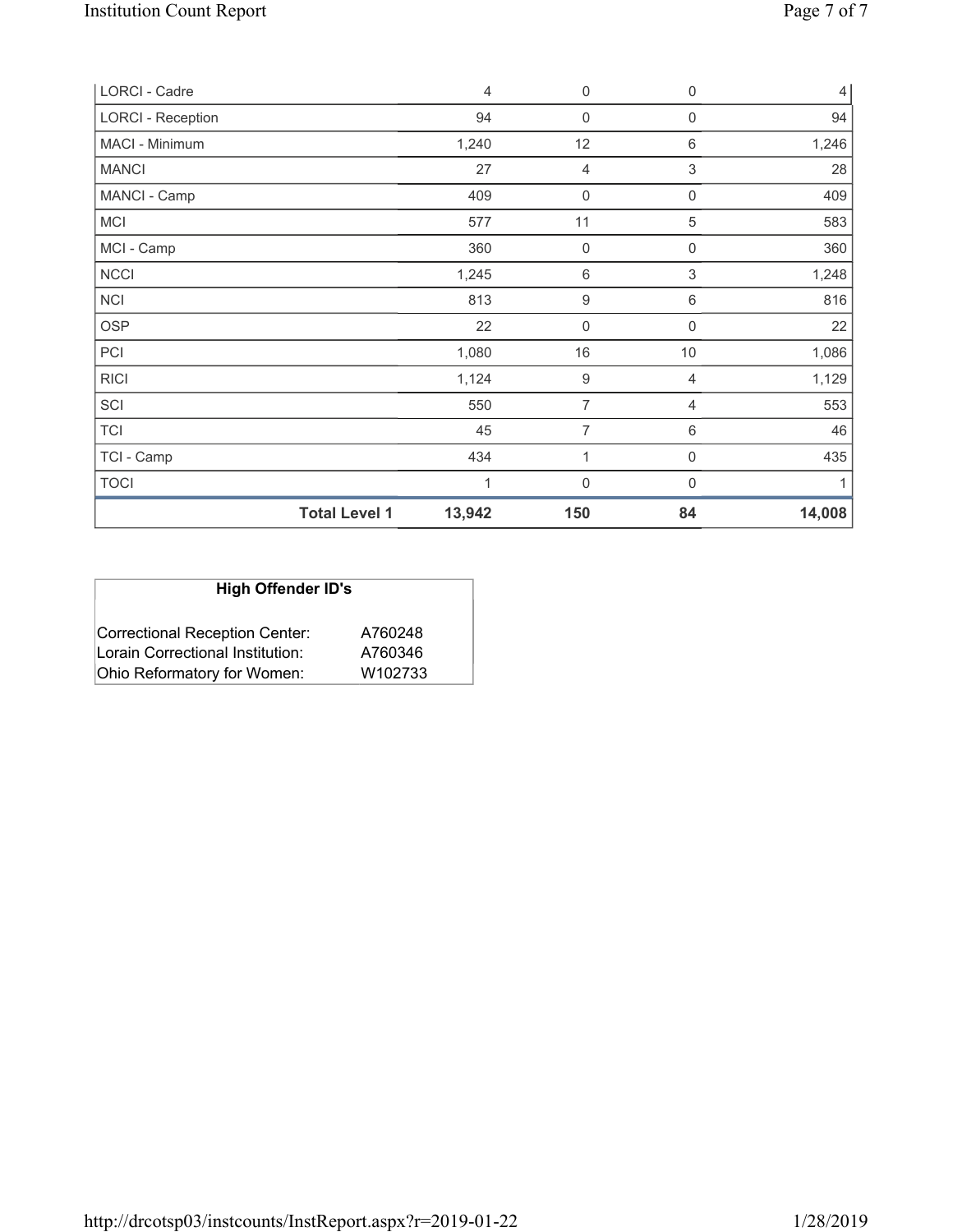| | | | | |
|---|---|---|---|---|
| LORCI - Cadre | 4 | 0 | 0 | 4 |
| LORCI - Reception | 94 | 0 | 0 | 94 |
| MACI - Minimum | 1,240 | 12 | 6 | 1,246 |
| MANCI | 27 | 4 | 3 | 28 |
| MANCI - Camp | 409 | 0 | 0 | 409 |
| MCI | 577 | 11 | 5 | 583 |
| MCI - Camp | 360 | 0 | 0 | 360 |
| NCCI | 1,245 | 6 | 3 | 1,248 |
| NCI | 813 | 9 | 6 | 816 |
| OSP | 22 | 0 | 0 | 22 |
| PCI | 1,080 | 16 | 10 | 1,086 |
| RICI | 1,124 | 9 | 4 | 1,129 |
| SCI | 550 | 7 | 4 | 553 |
| TCI | 45 | 7 | 6 | 46 |
| TCI - Camp | 434 | 1 | 0 | 435 |
| TOCI | 1 | 0 | 0 | 1 |
| **Total Level 1** | **13,942** | **150** | **84** | **14,008** |

| High Offender ID's | |
|---|---|
| Correctional Reception Center: | A760248 |
| Lorain Correctional Institution: | A760346 |
| Ohio Reformatory for Women: | W102733 |